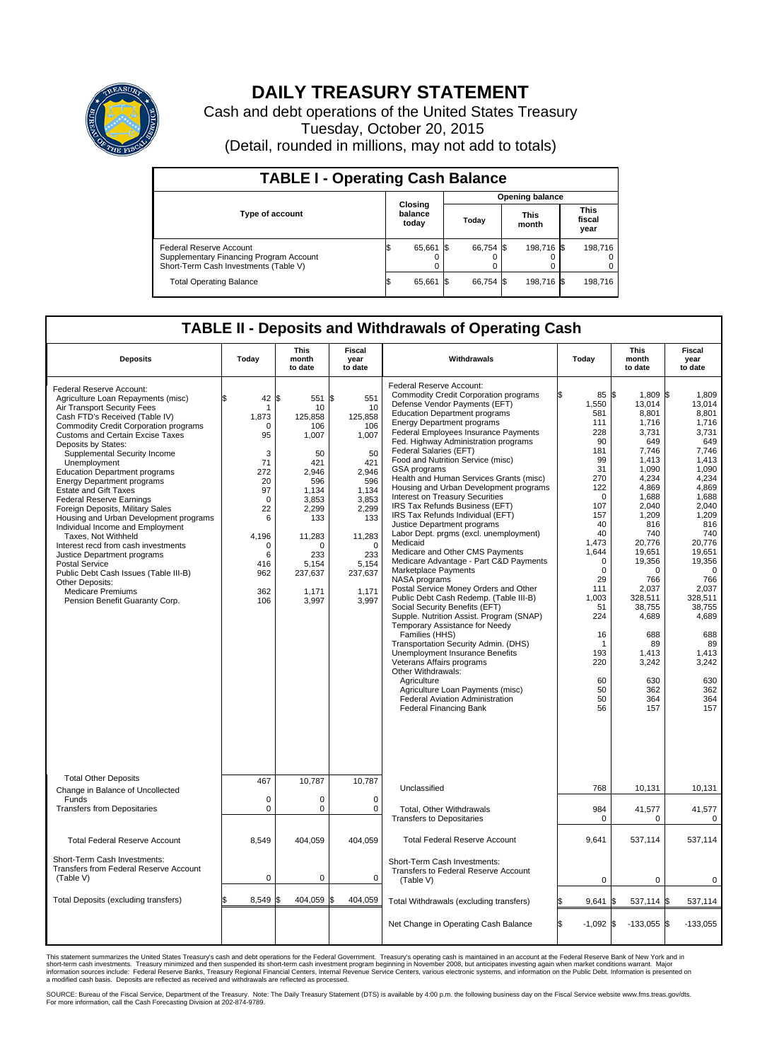# DAILY TREASURY STATEMENT

Cash and debt operations of the United States Treasury

Tuesday, October 20, 2015

(Detail, rounded in millions, may not add to totals)

## TABLE I - Operating Cash Balance

| Type of account | Closing balance today | Opening balance Today | Opening balance This month | Opening balance This fiscal year |
|---|---|---|---|---|
| Federal Reserve Account | $ 65,661 | $ 66,754 | $ 198,716 | $ 198,716 |
| Supplementary Financing Program Account | 0 | 0 | 0 | 0 |
| Short-Term Cash Investments (Table V) | 0 | 0 | 0 | 0 |
| Total Operating Balance | $ 65,661 | $ 66,754 | $ 198,716 | $ 198,716 |

## TABLE II - Deposits and Withdrawals of Operating Cash

| Deposits | Today | This month to date | Fiscal year to date |
|---|---|---|---|
| Federal Reserve Account: | | | |
| Agriculture Loan Repayments (misc) | $ 42 | $ 551 | $ 551 |
| Air Transport Security Fees | 1 | 10 | 10 |
| Cash FTD's Received (Table IV) | 1,873 | 125,858 | 125,858 |
| Commodity Credit Corporation programs | 0 | 106 | 106 |
| Customs and Certain Excise Taxes | 95 | 1,007 | 1,007 |
| Deposits by States: | | | |
| Supplemental Security Income | 3 | 50 | 50 |
| Unemployment | 71 | 421 | 421 |
| Education Department programs | 272 | 2,946 | 2,946 |
| Energy Department programs | 20 | 596 | 596 |
| Estate and Gift Taxes | 97 | 1,134 | 1,134 |
| Federal Reserve Earnings | 0 | 3,853 | 3,853 |
| Foreign Deposits, Military Sales | 22 | 2,299 | 2,299 |
| Housing and Urban Development programs | 6 | 133 | 133 |
| Individual Income and Employment Taxes, Not Withheld | 4,196 | 11,283 | 11,283 |
| Interest recd from cash investments | 0 | 0 | 0 |
| Justice Department programs | 6 | 233 | 233 |
| Postal Service | 416 | 5,154 | 5,154 |
| Public Debt Cash Issues (Table III-B) | 962 | 237,637 | 237,637 |
| Other Deposits: | | | |
| Medicare Premiums | 362 | 1,171 | 1,171 |
| Pension Benefit Guaranty Corp. | 106 | 3,997 | 3,997 |
| Total Other Deposits | 467 | 10,787 | 10,787 |
| Change in Balance of Uncollected Funds | 0 | 0 | 0 |
| Transfers from Depositaries | 0 | 0 | 0 |
| Total Federal Reserve Account | 8,549 | 404,059 | 404,059 |
| Short-Term Cash Investments: Transfers from Federal Reserve Account (Table V) | 0 | 0 | 0 |
| Total Deposits (excluding transfers) | $ 8,549 | $ 404,059 | $ 404,059 |

| Withdrawals | Today | This month to date | Fiscal year to date |
|---|---|---|---|
| Federal Reserve Account: | | | |
| Commodity Credit Corporation programs | $ 85 | $ 1,809 | $ 1,809 |
| Defense Vendor Payments (EFT) | 1,550 | 13,014 | 13,014 |
| Education Department programs | 581 | 8,801 | 8,801 |
| Energy Department programs | 111 | 1,716 | 1,716 |
| Federal Employees Insurance Payments | 228 | 3,731 | 3,731 |
| Fed. Highway Administration programs | 90 | 649 | 649 |
| Federal Salaries (EFT) | 181 | 7,746 | 7,746 |
| Food and Nutrition Service (misc) | 99 | 1,413 | 1,413 |
| GSA programs | 31 | 1,090 | 1,090 |
| Health and Human Services Grants (misc) | 270 | 4,234 | 4,234 |
| Housing and Urban Development programs | 122 | 4,869 | 4,869 |
| Interest on Treasury Securities | 0 | 1,688 | 1,688 |
| IRS Tax Refunds Business (EFT) | 107 | 2,040 | 2,040 |
| IRS Tax Refunds Individual (EFT) | 157 | 1,209 | 1,209 |
| Justice Department programs | 40 | 816 | 816 |
| Labor Dept. prgms (excl. unemployment) | 40 | 740 | 740 |
| Medicaid | 1,473 | 20,776 | 20,776 |
| Medicare and Other CMS Payments | 1,644 | 19,651 | 19,651 |
| Medicare Advantage - Part C&D Payments | 0 | 19,356 | 19,356 |
| Marketplace Payments | 0 | 0 | 0 |
| NASA programs | 29 | 766 | 766 |
| Postal Service Money Orders and Other | 111 | 2,037 | 2,037 |
| Public Debt Cash Redemp. (Table III-B) | 1,003 | 328,511 | 328,511 |
| Social Security Benefits (EFT) | 51 | 38,755 | 38,755 |
| Supple. Nutrition Assist. Program (SNAP) | 224 | 4,689 | 4,689 |
| Temporary Assistance for Needy Families (HHS) | 16 | 688 | 688 |
| Transportation Security Admin. (DHS) | 1 | 89 | 89 |
| Unemployment Insurance Benefits | 193 | 1,413 | 1,413 |
| Veterans Affairs programs | 220 | 3,242 | 3,242 |
| Other Withdrawals: | | | |
| Agriculture | 60 | 630 | 630 |
| Agriculture Loan Payments (misc) | 50 | 362 | 362 |
| Federal Aviation Administration | 50 | 364 | 364 |
| Federal Financing Bank | 56 | 157 | 157 |
| Unclassified | 768 | 10,131 | 10,131 |
| Total, Other Withdrawals | 984 | 41,577 | 41,577 |
| Transfers to Depositaries | 0 | 0 | 0 |
| Total Federal Reserve Account | 9,641 | 537,114 | 537,114 |
| Short-Term Cash Investments: Transfers to Federal Reserve Account (Table V) | 0 | 0 | 0 |
| Total Withdrawals (excluding transfers) | $ 9,641 | $ 537,114 | $ 537,114 |
| Net Change in Operating Cash Balance | $ -1,092 | $ -133,055 | $ -133,055 |

This statement summarizes the United States Treasury's cash and debt operations for the Federal Government. Treasury's operating cash is maintained in an account at the Federal Reserve Bank of New York and in short-term cash investments. Treasury minimized and then suspended its short-term cash investment program beginning in November 2008, but anticipates investing again when market conditions warrant. Major information sources include: Federal Reserve Banks, Treasury Regional Financial Centers, Internal Revenue Service Centers, various electronic systems, and information on the Public Debt. Information is presented on a modified cash basis. Deposits are reflected as received and withdrawals are reflected as processed.

SOURCE: Bureau of the Fiscal Service, Department of the Treasury. Note: The Daily Treasury Statement (DTS) is available by 4:00 p.m. the following business day on the Fiscal Service website www.fms.treas.gov/dts. For more information, call the Cash Forecasting Division at 202-874-9789.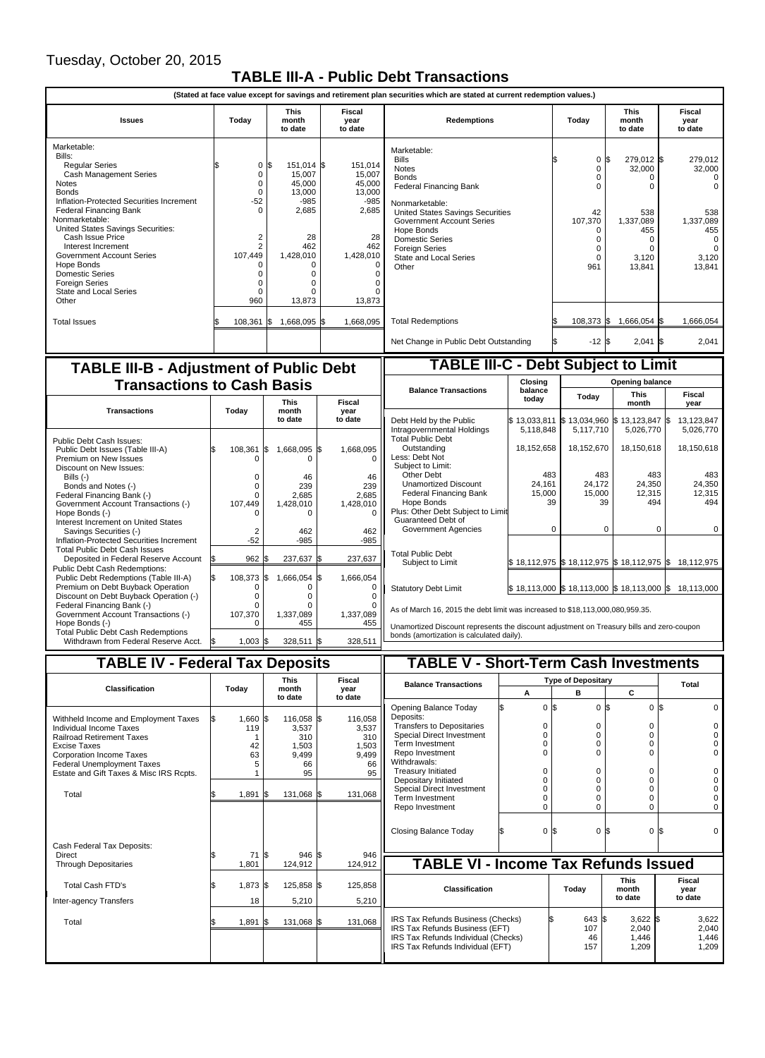Tuesday, October 20, 2015

# TABLE III-A - Public Debt Transactions

(Stated at face value except for savings and retirement plan securities which are stated at current redemption values.)

| Issues | Today | This month to date | Fiscal year to date |
|---|---|---|---|
| Marketable: | | | |
| Bills: | | | |
| Regular Series | $ 0 | $ 151,014 | $ 151,014 |
| Cash Management Series | 0 | 15,007 | 15,007 |
| Notes | 0 | 45,000 | 45,000 |
| Bonds | 0 | 13,000 | 13,000 |
| Inflation-Protected Securities Increment | -52 | -985 | -985 |
| Federal Financing Bank | 0 | 2,685 | 2,685 |
| Nonmarketable: | | | |
| United States Savings Securities: | | | |
| Cash Issue Price | 2 | 28 | 28 |
| Interest Increment | 2 | 462 | 462 |
| Government Account Series | 107,449 | 1,428,010 | 1,428,010 |
| Hope Bonds | 0 | 0 | 0 |
| Domestic Series | 0 | 0 | 0 |
| Foreign Series | 0 | 0 | 0 |
| State and Local Series | 0 | 0 | 0 |
| Other | 960 | 13,873 | 13,873 |
| Total Issues | $ 108,361 | $ 1,668,095 | $ 1,668,095 |

| Redemptions | Today | This month to date | Fiscal year to date |
|---|---|---|---|
| Marketable: | | | |
| Bills | $ 0 | $ 279,012 | $ 279,012 |
| Notes | 0 | 32,000 | 32,000 |
| Bonds | 0 | 0 | 0 |
| Federal Financing Bank | 0 | 0 | 0 |
| Nonmarketable: | | | |
| United States Savings Securities | 42 | 538 | 538 |
| Government Account Series | 107,370 | 1,337,089 | 1,337,089 |
| Hope Bonds | 0 | 455 | 455 |
| Domestic Series | 0 | 0 | 0 |
| Foreign Series | 0 | 0 | 0 |
| State and Local Series | 0 | 3,120 | 3,120 |
| Other | 961 | 13,841 | 13,841 |
| Total Redemptions | $ 108,373 | $ 1,666,054 | $ 1,666,054 |
| Net Change in Public Debt Outstanding | $ -12 | $ 2,041 | $ 2,041 |

# TABLE III-B - Adjustment of Public Debt Transactions to Cash Basis

| Transactions | Today | This month to date | Fiscal year to date |
|---|---|---|---|
| Public Debt Cash Issues: | | | |
| Public Debt Issues (Table III-A) | $ 108,361 | $ 1,668,095 | $ 1,668,095 |
| Premium on New Issues | 0 | 0 | 0 |
| Discount on New Issues: | | | |
| Bills (-) | 0 | 46 | 46 |
| Bonds and Notes (-) | 0 | 239 | 239 |
| Federal Financing Bank (-) | 0 | 2,685 | 2,685 |
| Government Account Transactions (-) | 107,449 | 1,428,010 | 1,428,010 |
| Hope Bonds (-) | 0 | 0 | 0 |
| Interest Increment on United States Savings Securities (-) | 2 | 462 | 462 |
| Inflation-Protected Securities Increment | -52 | -985 | -985 |
| Total Public Debt Cash Issues Deposited in Federal Reserve Account | $ 962 | $ 237,637 | $ 237,637 |
| Public Debt Cash Redemptions: | | | |
| Public Debt Redemptions (Table III-A) | $ 108,373 | $ 1,666,054 | $ 1,666,054 |
| Premium on Debt Buyback Operation | 0 | 0 | 0 |
| Discount on Debt Buyback Operation (-) | 0 | 0 | 0 |
| Federal Financing Bank (-) | 0 | 0 | 0 |
| Government Account Transactions (-) | 107,370 | 1,337,089 | 1,337,089 |
| Hope Bonds (-) | 0 | 455 | 455 |
| Total Public Debt Cash Redemptions Withdrawn from Federal Reserve Acct. | $ 1,003 | $ 328,511 | $ 328,511 |

# TABLE III-C - Debt Subject to Limit

| Balance Transactions | Closing balance today | Opening balance Today | Opening balance This month | Opening balance Fiscal year |
|---|---|---|---|---|
| Debt Held by the Public | $ 13,033,811 | $ 13,034,960 | $ 13,123,847 | $ 13,123,847 |
| Intragovernmental Holdings | 5,118,848 | 5,117,710 | 5,026,770 | 5,026,770 |
| Total Public Debt Outstanding | 18,152,658 | 18,152,670 | 18,150,618 | 18,150,618 |
| Less: Debt Not Subject to Limit: | | | | |
| Other Debt | 483 | 483 | 483 | 483 |
| Unamortized Discount | 24,161 | 24,172 | 24,350 | 24,350 |
| Federal Financing Bank | 15,000 | 15,000 | 12,315 | 12,315 |
| Hope Bonds | 39 | 39 | 494 | 494 |
| Plus: Other Debt Subject to Limit | | | | |
| Guaranteed Debt of Government Agencies | 0 | 0 | 0 | 0 |
| Total Public Debt Subject to Limit | $ 18,112,975 | $ 18,112,975 | $ 18,112,975 | $ 18,112,975 |
| Statutory Debt Limit | $ 18,113,000 | $ 18,113,000 | $ 18,113,000 | $ 18,113,000 |

As of March 16, 2015 the debt limit was increased to $18,113,000,080,959.35.

Unamortized Discount represents the discount adjustment on Treasury bills and zero-coupon bonds (amortization is calculated daily).

# TABLE IV - Federal Tax Deposits

| Classification | Today | This month to date | Fiscal year to date |
|---|---|---|---|
| Withheld Income and Employment Taxes | $ 1,660 | $ 116,058 | $ 116,058 |
| Individual Income Taxes | 119 | 3,537 | 3,537 |
| Railroad Retirement Taxes | 1 | 310 | 310 |
| Excise Taxes | 42 | 1,503 | 1,503 |
| Corporation Income Taxes | 63 | 9,499 | 9,499 |
| Federal Unemployment Taxes | 5 | 66 | 66 |
| Estate and Gift Taxes & Misc IRS Rcpts. | 1 | 95 | 95 |
| Total | $ 1,891 | $ 131,068 | $ 131,068 |
| Cash Federal Tax Deposits: | | | |
| Direct | $ 71 | $ 946 | $ 946 |
| Through Depositaries | 1,801 | 124,912 | 124,912 |
| Total Cash FTD's | $ 1,873 | $ 125,858 | $ 125,858 |
| Inter-agency Transfers | 18 | 5,210 | 5,210 |
| Total | $ 1,891 | $ 131,068 | $ 131,068 |

# TABLE V - Short-Term Cash Investments

| Balance Transactions | Type of Depositary A | Type of Depositary B | Type of Depositary C | Total |
|---|---|---|---|---|
| Opening Balance Today | $ 0 | $ 0 | $ 0 | $ 0 |
| Deposits: | | | | |
| Transfers to Depositaries | 0 | 0 | 0 | 0 |
| Special Direct Investment | 0 | 0 | 0 | 0 |
| Term Investment | 0 | 0 | 0 | 0 |
| Repo Investment | 0 | 0 | 0 | 0 |
| Withdrawals: | | | | |
| Treasury Initiated | 0 | 0 | 0 | 0 |
| Depositary Initiated | 0 | 0 | 0 | 0 |
| Special Direct Investment | 0 | 0 | 0 | 0 |
| Term Investment | 0 | 0 | 0 | 0 |
| Repo Investment | 0 | 0 | 0 | 0 |
| Closing Balance Today | $ 0 | $ 0 | $ 0 | $ 0 |

# TABLE VI - Income Tax Refunds Issued

| Classification | Today | This month to date | Fiscal year to date |
|---|---|---|---|
| IRS Tax Refunds Business (Checks) | $ 643 | $ 3,622 | $ 3,622 |
| IRS Tax Refunds Business (EFT) | 107 | 2,040 | 2,040 |
| IRS Tax Refunds Individual (Checks) | 46 | 1,446 | 1,446 |
| IRS Tax Refunds Individual (EFT) | 157 | 1,209 | 1,209 |